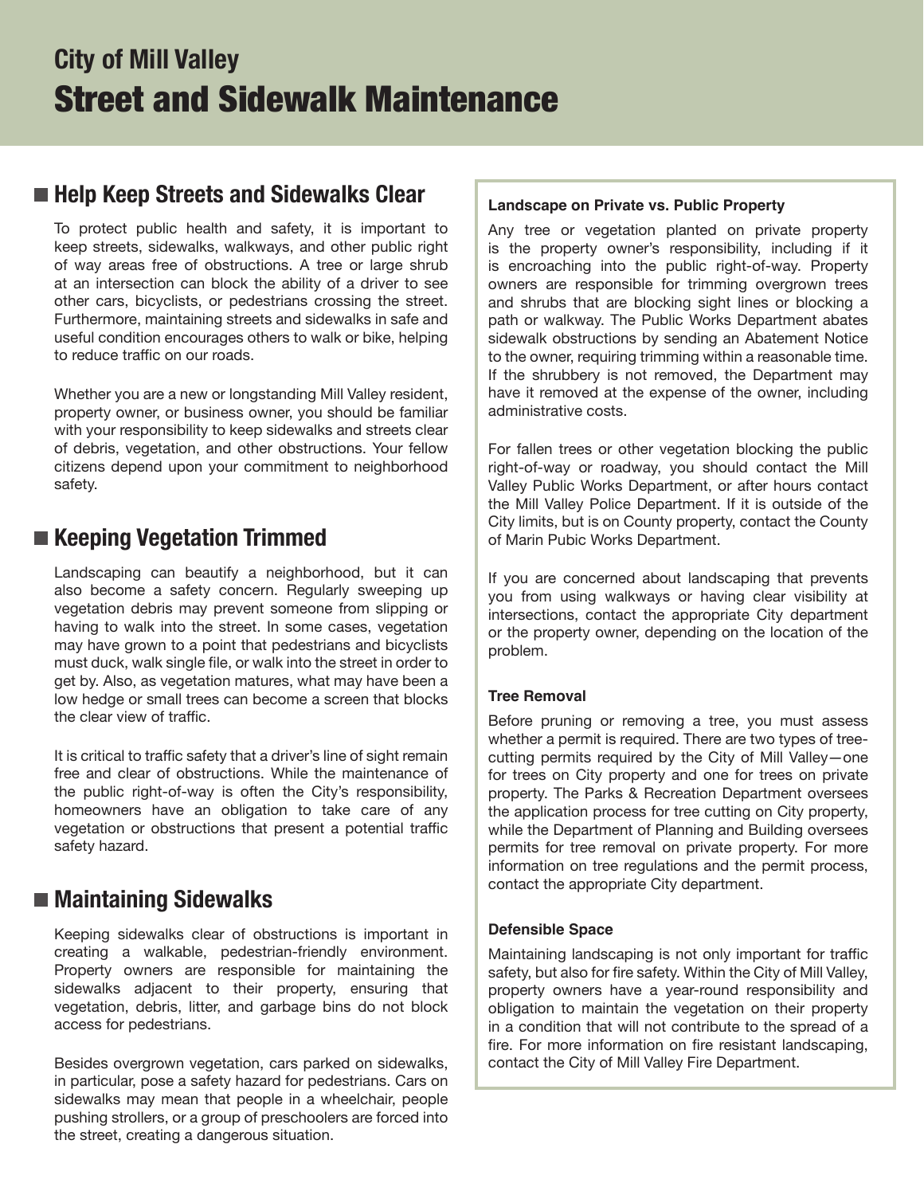# City of Mill Valley

# Street and Sidewalk Maintenance

## Help Keep Streets and Sidewalks Clear

To protect public health and safety, it is important to keep streets, sidewalks, walkways, and other public right of way areas free of obstructions. A tree or large shrub at an intersection can block the ability of a driver to see other cars, bicyclists, or pedestrians crossing the street. Furthermore, maintaining streets and sidewalks in safe and useful condition encourages others to walk or bike, helping to reduce traffic on our roads.

Whether you are a new or longstanding Mill Valley resident, property owner, or business owner, you should be familiar with your responsibility to keep sidewalks and streets clear of debris, vegetation, and other obstructions. Your fellow citizens depend upon your commitment to neighborhood safety.

## Keeping Vegetation Trimmed

Landscaping can beautify a neighborhood, but it can also become a safety concern. Regularly sweeping up vegetation debris may prevent someone from slipping or having to walk into the street. In some cases, vegetation may have grown to a point that pedestrians and bicyclists must duck, walk single file, or walk into the street in order to get by. Also, as vegetation matures, what may have been a low hedge or small trees can become a screen that blocks the clear view of traffic.

It is critical to traffic safety that a driver's line of sight remain free and clear of obstructions. While the maintenance of the public right-of-way is often the City's responsibility, homeowners have an obligation to take care of any vegetation or obstructions that present a potential traffic safety hazard.

## Maintaining Sidewalks

Keeping sidewalks clear of obstructions is important in creating a walkable, pedestrian-friendly environment. Property owners are responsible for maintaining the sidewalks adjacent to their property, ensuring that vegetation, debris, litter, and garbage bins do not block access for pedestrians.

Besides overgrown vegetation, cars parked on sidewalks, in particular, pose a safety hazard for pedestrians. Cars on sidewalks may mean that people in a wheelchair, people pushing strollers, or a group of preschoolers are forced into the street, creating a dangerous situation.

### Landscape on Private vs. Public Property

Any tree or vegetation planted on private property is the property owner's responsibility, including if it is encroaching into the public right-of-way. Property owners are responsible for trimming overgrown trees and shrubs that are blocking sight lines or blocking a path or walkway. The Public Works Department abates sidewalk obstructions by sending an Abatement Notice to the owner, requiring trimming within a reasonable time. If the shrubbery is not removed, the Department may have it removed at the expense of the owner, including administrative costs.

For fallen trees or other vegetation blocking the public right-of-way or roadway, you should contact the Mill Valley Public Works Department, or after hours contact the Mill Valley Police Department. If it is outside of the City limits, but is on County property, contact the County of Marin Pubic Works Department.

If you are concerned about landscaping that prevents you from using walkways or having clear visibility at intersections, contact the appropriate City department or the property owner, depending on the location of the problem.

### Tree Removal

Before pruning or removing a tree, you must assess whether a permit is required. There are two types of tree-cutting permits required by the City of Mill Valley—one for trees on City property and one for trees on private property. The Parks & Recreation Department oversees the application process for tree cutting on City property, while the Department of Planning and Building oversees permits for tree removal on private property. For more information on tree regulations and the permit process, contact the appropriate City department.

### Defensible Space

Maintaining landscaping is not only important for traffic safety, but also for fire safety. Within the City of Mill Valley, property owners have a year-round responsibility and obligation to maintain the vegetation on their property in a condition that will not contribute to the spread of a fire. For more information on fire resistant landscaping, contact the City of Mill Valley Fire Department.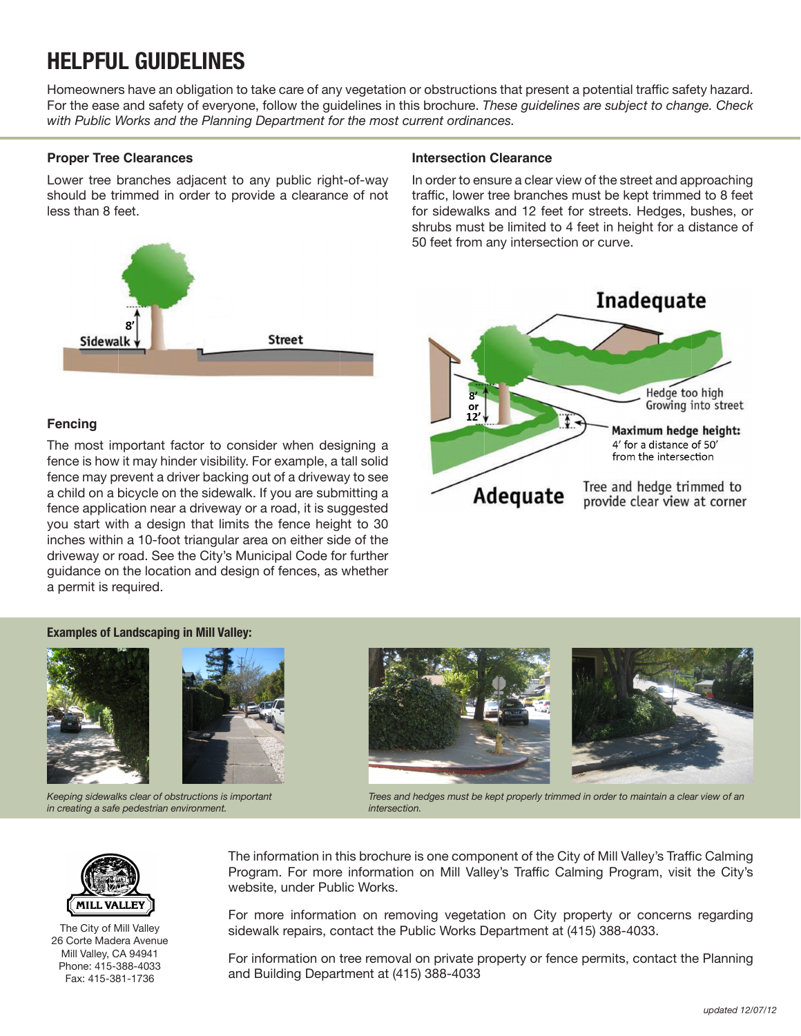# HELPFUL GUIDELINES

Homeowners have an obligation to take care of any vegetation or obstructions that present a potential traffic safety hazard. For the ease and safety of everyone, follow the guidelines in this brochure. *These guidelines are subject to change. Check with Public Works and the Planning Department for the most current ordinances.*

### Proper Tree Clearances

Lower tree branches adjacent to any public right-of-way should be trimmed in order to provide a clearance of not less than 8 feet.

8'
Sidewalk
Street

### Fencing

The most important factor to consider when designing a fence is how it may hinder visibility. For example, a tall solid fence may prevent a driver backing out of a driveway to see a child on a bicycle on the sidewalk. If you are submitting a fence application near a driveway or a road, it is suggested you start with a design that limits the fence height to 30 inches within a 10-foot triangular area on either side of the driveway or road. See the City's Municipal Code for further guidance on the location and design of fences, as whether a permit is required.

### Intersection Clearance

In order to ensure a clear view of the street and approaching traffic, lower tree branches must be kept trimmed to 8 feet for sidewalks and 12 feet for streets. Hedges, bushes, or shrubs must be limited to 4 feet in height for a distance of 50 feet from any intersection or curve.

Inadequate

Hedge too high
Growing into street

8' or 12'

Maximum hedge height:
4' for a distance of 50' from the intersection

Adequate

Tree and hedge trimmed to provide clear view at corner

### Examples of Landscaping in Mill Valley:

*Keeping sidewalks clear of obstructions is important in creating a safe pedestrian environment.*

*Trees and hedges must be kept properly trimmed in order to maintain a clear view of an intersection.*

MILL VALLEY

The City of Mill Valley
26 Corte Madera Avenue
Mill Valley, CA 94941
Phone: 415-388-4033
Fax: 415-381-1736

The information in this brochure is one component of the City of Mill Valley's Traffic Calming Program. For more information on Mill Valley's Traffic Calming Program, visit the City's website, under Public Works.

For more information on removing vegetation on City property or concerns regarding sidewalk repairs, contact the Public Works Department at (415) 388-4033.

For information on tree removal on private property or fence permits, contact the Planning and Building Department at (415) 388-4033

*updated 12/07/12*